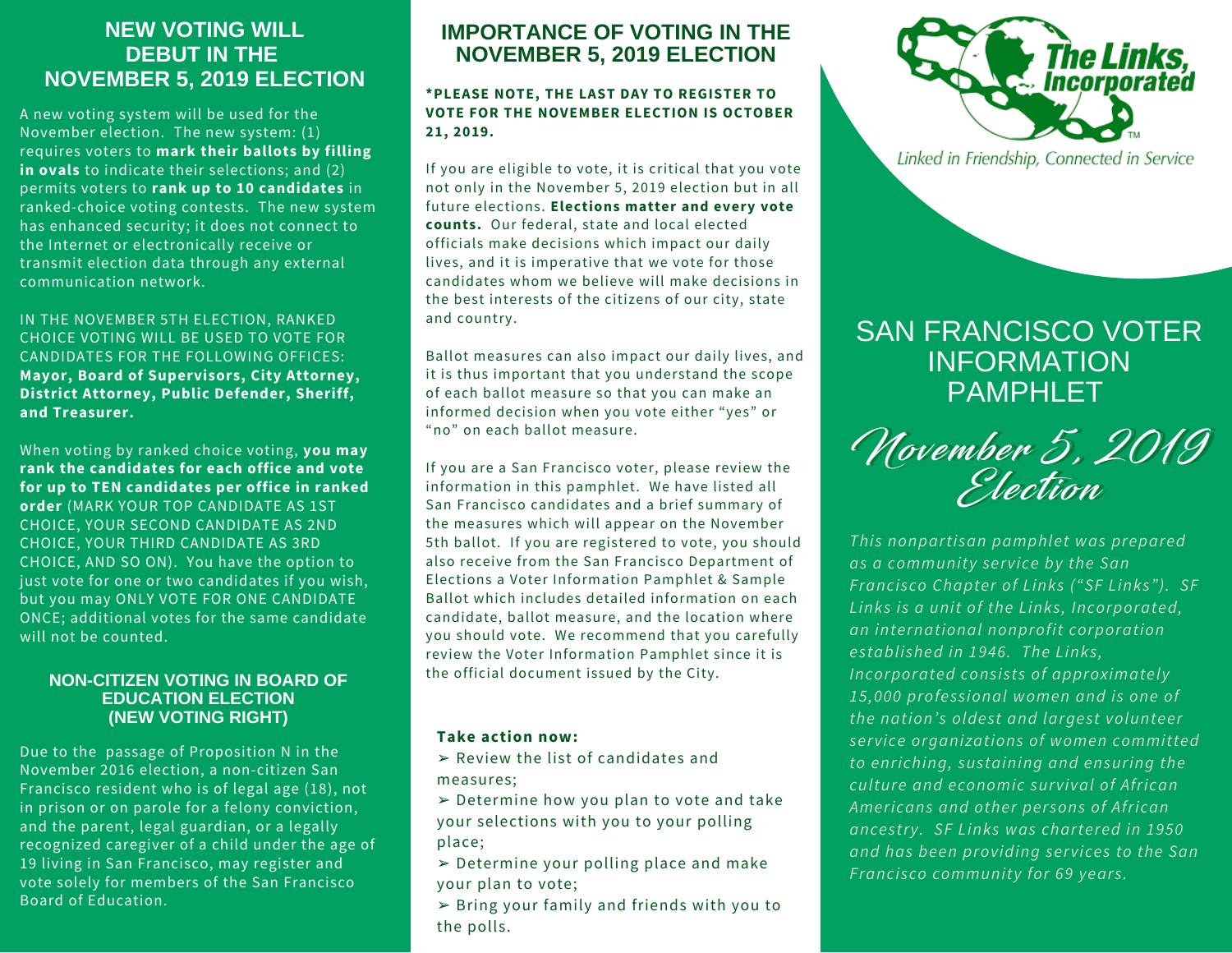## NEW VOTING WILL DEBUT IN THE NOVEMBER 5, 2019 ELECTION

A new voting system will be used for the November election. The new system: (1) requires voters to **mark their ballots by filling in ovals** to indicate their selections; and (2) permits voters to **rank up to 10 candidates** in ranked-choice voting contests. The new system has enhanced security; it does not connect to the Internet or electronically receive or transmit election data through any external communication network.

IN THE NOVEMBER 5TH ELECTION, RANKED CHOICE VOTING WILL BE USED TO VOTE FOR CANDIDATES FOR THE FOLLOWING OFFICES: **Mayor, Board of Supervisors, City Attorney, District Attorney, Public Defender, Sheriff, and Treasurer.**

When voting by ranked choice voting, **you may rank the candidates for each office and vote for up to TEN candidates per office in ranked order** (MARK YOUR TOP CANDIDATE AS 1ST CHOICE, YOUR SECOND CANDIDATE AS 2ND CHOICE, YOUR THIRD CANDIDATE AS 3RD CHOICE, AND SO ON). You have the option to just vote for one or two candidates if you wish, but you may ONLY VOTE FOR ONE CANDIDATE ONCE; additional votes for the same candidate will not be counted.

### NON-CITIZEN VOTING IN BOARD OF EDUCATION ELECTION (NEW VOTING RIGHT)

Due to the passage of Proposition N in the November 2016 election, a non-citizen San Francisco resident who is of legal age (18), not in prison or on parole for a felony conviction, and the parent, legal guardian, or a legally recognized caregiver of a child under the age of 19 living in San Francisco, may register and vote solely for members of the San Francisco Board of Education.

## IMPORTANCE OF VOTING IN THE NOVEMBER 5, 2019 ELECTION

**\*PLEASE NOTE, THE LAST DAY TO REGISTER TO VOTE FOR THE NOVEMBER ELECTION IS OCTOBER 21, 2019.**

If you are eligible to vote, it is critical that you vote not only in the November 5, 2019 election but in all future elections. **Elections matter and every vote counts.** Our federal, state and local elected officials make decisions which impact our daily lives, and it is imperative that we vote for those candidates whom we believe will make decisions in the best interests of the citizens of our city, state and country.

Ballot measures can also impact our daily lives, and it is thus important that you understand the scope of each ballot measure so that you can make an informed decision when you vote either "yes" or "no" on each ballot measure.

If you are a San Francisco voter, please review the information in this pamphlet. We have listed all San Francisco candidates and a brief summary of the measures which will appear on the November 5th ballot. If you are registered to vote, you should also receive from the San Francisco Department of Elections a Voter Information Pamphlet & Sample Ballot which includes detailed information on each candidate, ballot measure, and the location where you should vote. We recommend that you carefully review the Voter Information Pamphlet since it is the official document issued by the City.

**Take action now:**

➢ Review the list of candidates and measures;
➢ Determine how you plan to vote and take your selections with you to your polling place;
➢ Determine your polling place and make your plan to vote;
➢ Bring your family and friends with you to the polls.

The Links, Incorporated™

Linked in Friendship, Connected in Service

# SAN FRANCISCO VOTER INFORMATION PAMPHLET

## November 5, 2019 Election

*This nonpartisan pamphlet was prepared as a community service by the San Francisco Chapter of Links ("SF Links"). SF Links is a unit of the Links, Incorporated, an international nonprofit corporation established in 1946. The Links, Incorporated consists of approximately 15,000 professional women and is one of the nation's oldest and largest volunteer service organizations of women committed to enriching, sustaining and ensuring the culture and economic survival of African Americans and other persons of African ancestry. SF Links was chartered in 1950 and has been providing services to the San Francisco community for 69 years.*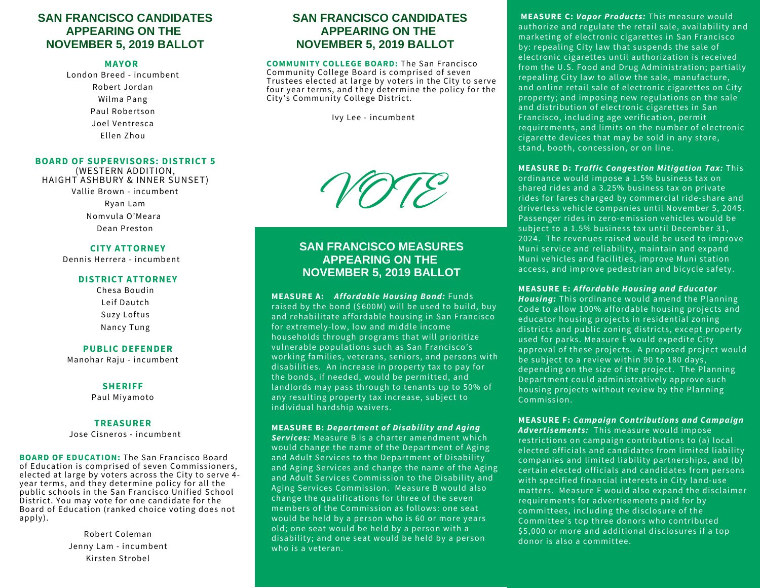## SAN FRANCISCO CANDIDATES APPEARING ON THE NOVEMBER 5, 2019 BALLOT

### MAYOR

London Breed - incumbent
Robert Jordan
Wilma Pang
Paul Robertson
Joel Ventresca
Ellen Zhou

### BOARD OF SUPERVISORS: DISTRICT 5

(WESTERN ADDITION, HAIGHT ASHBURY & INNER SUNSET)

Vallie Brown - incumbent
Ryan Lam
Nomvula O'Meara
Dean Preston

### CITY ATTORNEY

Dennis Herrera - incumbent

### DISTRICT ATTORNEY

Chesa Boudin
Leif Dautch
Suzy Loftus
Nancy Tung

### PUBLIC DEFENDER

Manohar Raju - incumbent

### SHERIFF

Paul Miyamoto

### TREASURER

Jose Cisneros - incumbent

**BOARD OF EDUCATION:** The San Francisco Board of Education is comprised of seven Commissioners, elected at large by voters across the City to serve 4-year terms, and they determine policy for all the public schools in the San Francisco Unified School District. You may vote for one candidate for the Board of Education (ranked choice voting does not apply).

Robert Coleman
Jenny Lam - incumbent
Kirsten Strobel

## SAN FRANCISCO CANDIDATES APPEARING ON THE NOVEMBER 5, 2019 BALLOT

**COMMUNITY COLLEGE BOARD:** The San Francisco Community College Board is comprised of seven Trustees elected at large by voters in the City to serve four year terms, and they determine the policy for the City's Community College District.

Ivy Lee - incumbent

VOTE

## SAN FRANCISCO MEASURES APPEARING ON THE NOVEMBER 5, 2019 BALLOT

**MEASURE A:** ***Affordable Housing Bond:*** Funds raised by the bond ($600M) will be used to build, buy and rehabilitate affordable housing in San Francisco for extremely-low, low and middle income households through programs that will prioritize vulnerable populations such as San Francisco's working families, veterans, seniors, and persons with disabilities. An increase in property tax to pay for the bonds, if needed, would be permitted, and landlords may pass through to tenants up to 50% of any resulting property tax increase, subject to individual hardship waivers.

**MEASURE B:** ***Department of Disability and Aging Services:*** Measure B is a charter amendment which would change the name of the Department of Aging and Adult Services to the Department of Disability and Aging Services and change the name of the Aging and Adult Services Commission to the Disability and Aging Services Commission. Measure B would also change the qualifications for three of the seven members of the Commission as follows: one seat would be held by a person who is 60 or more years old; one seat would be held by a person with a disability; and one seat would be held by a person who is a veteran.

**MEASURE C:** ***Vapor Products:*** This measure would authorize and regulate the retail sale, availability and marketing of electronic cigarettes in San Francisco by: repealing City law that suspends the sale of electronic cigarettes until authorization is received from the U.S. Food and Drug Administration; partially repealing City law to allow the sale, manufacture, and online retail sale of electronic cigarettes on City property; and imposing new regulations on the sale and distribution of electronic cigarettes in San Francisco, including age verification, permit requirements, and limits on the number of electronic cigarette devices that may be sold in any store, stand, booth, concession, or on line.

**MEASURE D:** ***Traffic Congestion Mitigation Tax:*** This ordinance would impose a 1.5% business tax on shared rides and a 3.25% business tax on private rides for fares charged by commercial ride-share and driverless vehicle companies until November 5, 2045. Passenger rides in zero-emission vehicles would be subject to a 1.5% business tax until December 31, 2024. The revenues raised would be used to improve Muni service and reliability, maintain and expand Muni vehicles and facilities, improve Muni station access, and improve pedestrian and bicycle safety.

**MEASURE E:** ***Affordable Housing and Educator Housing:*** This ordinance would amend the Planning Code to allow 100% affordable housing projects and educator housing projects in residential zoning districts and public zoning districts, except property used for parks. Measure E would expedite City approval of these projects. A proposed project would be subject to a review within 90 to 180 days, depending on the size of the project. The Planning Department could administratively approve such housing projects without review by the Planning Commission.

**MEASURE F:** ***Campaign Contributions and Campaign Advertisements:*** This measure would impose restrictions on campaign contributions to (a) local elected officials and candidates from limited liability companies and limited liability partnerships, and (b) certain elected officials and candidates from persons with specified financial interests in City land-use matters. Measure F would also expand the disclaimer requirements for advertisements paid for by committees, including the disclosure of the Committee's top three donors who contributed $5,000 or more and additional disclosures if a top donor is also a committee.